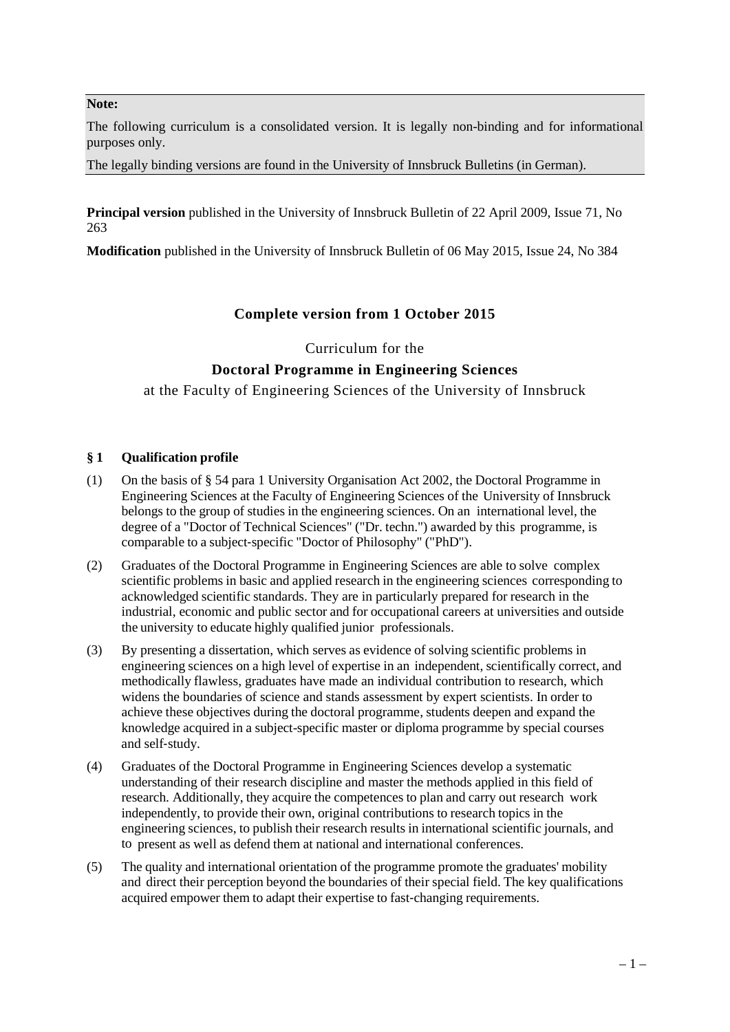**Note:**

The following curriculum is a consolidated version. It is legally non-binding and for informational purposes only.

The legally binding versions are found in the University of Innsbruck Bulletins (in German).

**Principal version** published in the University of Innsbruck Bulletin of 22 April 2009, Issue 71, No 263

**Modification** published in the University of Innsbruck Bulletin of 06 May 2015, Issue 24, No 384

**Complete version from 1 October 2015**

Curriculum for the

# Doctoral Programme in Engineering Sciences

at the Faculty of Engineering Sciences of the University of Innsbruck

## § 1 Qualification profile

(1) On the basis of § 54 para 1 University Organisation Act 2002, the Doctoral Programme in Engineering Sciences at the Faculty of Engineering Sciences of the University of Innsbruck belongs to the group of studies in the engineering sciences. On an international level, the degree of a "Doctor of Technical Sciences" ("Dr. techn.") awarded by this programme, is comparable to a subject-specific "Doctor of Philosophy" ("PhD").

(2) Graduates of the Doctoral Programme in Engineering Sciences are able to solve complex scientific problems in basic and applied research in the engineering sciences corresponding to acknowledged scientific standards. They are in particularly prepared for research in the industrial, economic and public sector and for occupational careers at universities and outside the university to educate highly qualified junior professionals.

(3) By presenting a dissertation, which serves as evidence of solving scientific problems in engineering sciences on a high level of expertise in an independent, scientifically correct, and methodically flawless, graduates have made an individual contribution to research, which widens the boundaries of science and stands assessment by expert scientists. In order to achieve these objectives during the doctoral programme, students deepen and expand the knowledge acquired in a subject-specific master or diploma programme by special courses and self-study.

(4) Graduates of the Doctoral Programme in Engineering Sciences develop a systematic understanding of their research discipline and master the methods applied in this field of research. Additionally, they acquire the competences to plan and carry out research work independently, to provide their own, original contributions to research topics in the engineering sciences, to publish their research results in international scientific journals, and to present as well as defend them at national and international conferences.

(5) The quality and international orientation of the programme promote the graduates' mobility and direct their perception beyond the boundaries of their special field. The key qualifications acquired empower them to adapt their expertise to fast-changing requirements.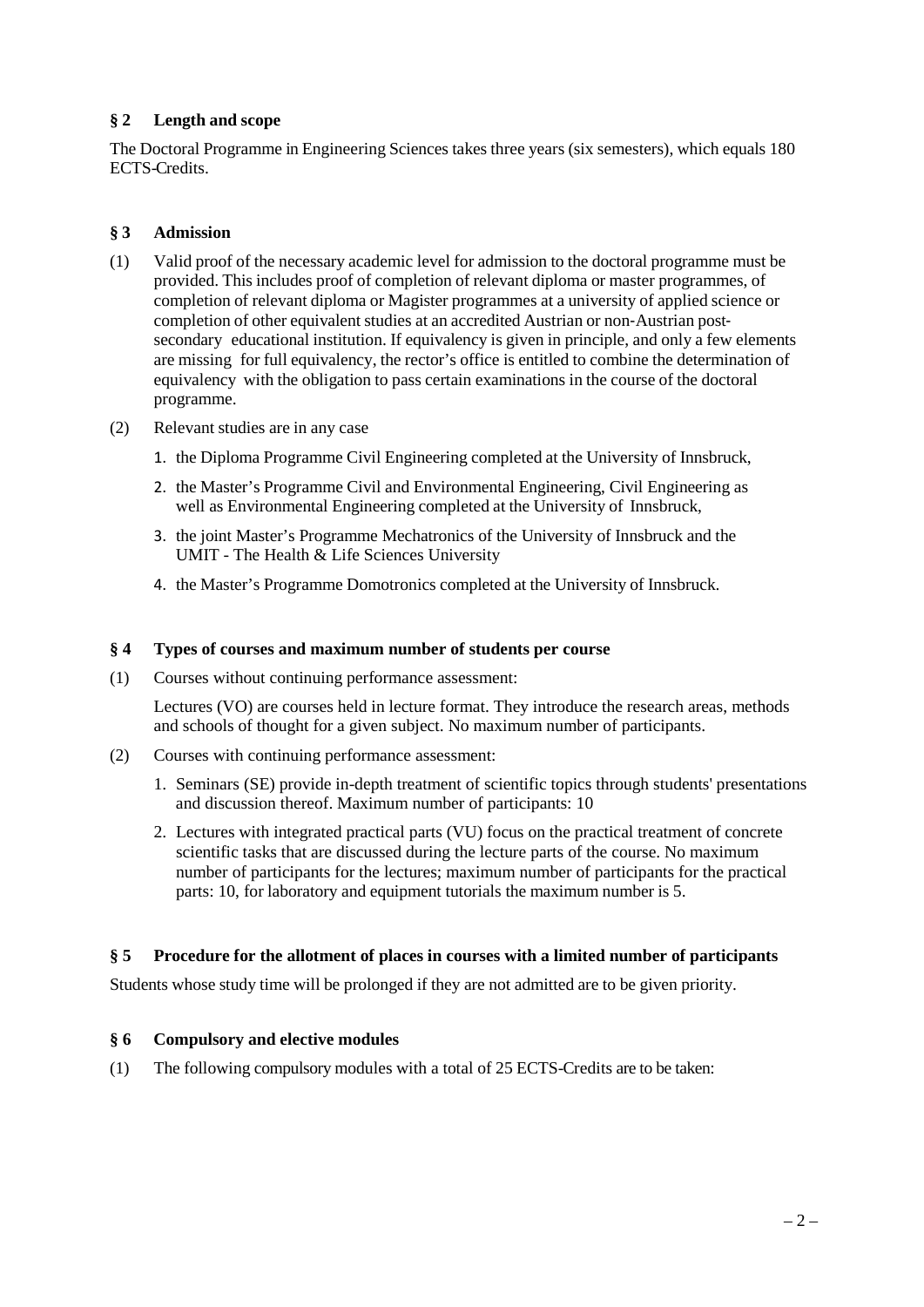## § 2 Length and scope

The Doctoral Programme in Engineering Sciences takes three years (six semesters), which equals 180 ECTS-Credits.

## § 3 Admission

(1) Valid proof of the necessary academic level for admission to the doctoral programme must be provided. This includes proof of completion of relevant diploma or master programmes, of completion of relevant diploma or Magister programmes at a university of applied science or completion of other equivalent studies at an accredited Austrian or non-Austrian post-secondary educational institution. If equivalency is given in principle, and only a few elements are missing for full equivalency, the rector's office is entitled to combine the determination of equivalency with the obligation to pass certain examinations in the course of the doctoral programme.

(2) Relevant studies are in any case

1. the Diploma Programme Civil Engineering completed at the University of Innsbruck,
2. the Master's Programme Civil and Environmental Engineering, Civil Engineering as well as Environmental Engineering completed at the University of Innsbruck,
3. the joint Master's Programme Mechatronics of the University of Innsbruck and the UMIT - The Health & Life Sciences University
4. the Master's Programme Domotronics completed at the University of Innsbruck.

## § 4 Types of courses and maximum number of students per course

(1) Courses without continuing performance assessment:

Lectures (VO) are courses held in lecture format. They introduce the research areas, methods and schools of thought for a given subject. No maximum number of participants.

(2) Courses with continuing performance assessment:

1. Seminars (SE) provide in-depth treatment of scientific topics through students' presentations and discussion thereof. Maximum number of participants: 10
2. Lectures with integrated practical parts (VU) focus on the practical treatment of concrete scientific tasks that are discussed during the lecture parts of the course. No maximum number of participants for the lectures; maximum number of participants for the practical parts: 10, for laboratory and equipment tutorials the maximum number is 5.

## § 5 Procedure for the allotment of places in courses with a limited number of participants

Students whose study time will be prolonged if they are not admitted are to be given priority.

## § 6 Compulsory and elective modules

(1) The following compulsory modules with a total of 25 ECTS-Credits are to be taken: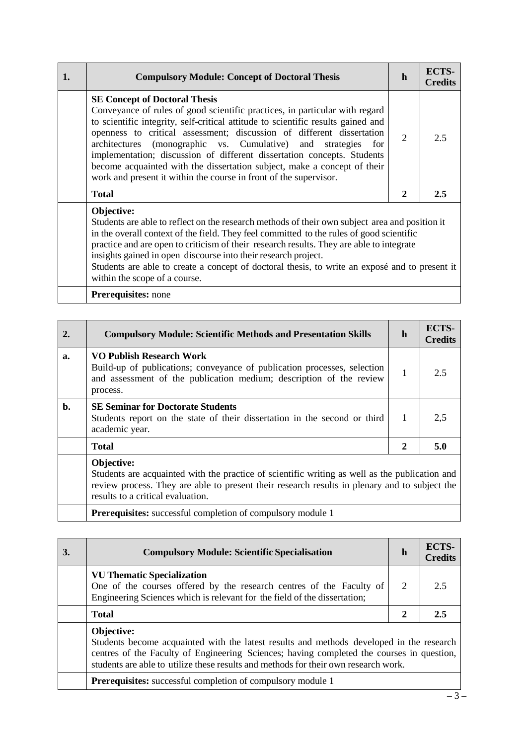| 1. | **Compulsory Module: Concept of Doctoral Thesis** | **h** | **ECTS-Credits** |
|---|---|---|---|
| | **SE Concept of Doctoral Thesis** Conveyance of rules of good scientific practices, in particular with regard to scientific integrity, self-critical attitude to scientific results gained and openness to critical assessment; discussion of different dissertation architectures (monographic vs. Cumulative) and strategies for implementation; discussion of different dissertation concepts. Students become acquainted with the dissertation subject, make a concept of their work and present it within the course in front of the supervisor. | 2 | 2.5 |
| | **Total** | **2** | **2.5** |
| | **Objective:** Students are able to reflect on the research methods of their own subject area and position it in the overall context of the field. They feel committed to the rules of good scientific practice and are open to criticism of their research results. They are able to integrate insights gained in open discourse into their research project. Students are able to create a concept of doctoral thesis, to write an exposé and to present it within the scope of a course. | | |
| | **Prerequisites:** none | | |

| 2. | **Compulsory Module: Scientific Methods and Presentation Skills** | **h** | **ECTS-Credits** |
|---|---|---|---|
| **a.** | **VO Publish Research Work** Build-up of publications; conveyance of publication processes, selection and assessment of the publication medium; description of the review process. | 1 | 2.5 |
| **b.** | **SE Seminar for Doctorate Students** Students report on the state of their dissertation in the second or third academic year. | 1 | 2,5 |
| | **Total** | **2** | **5.0** |
| | **Objective:** Students are acquainted with the practice of scientific writing as well as the publication and review process. They are able to present their research results in plenary and to subject the results to a critical evaluation. | | |
| | **Prerequisites:** successful completion of compulsory module 1 | | |

| 3. | **Compulsory Module: Scientific Specialisation** | **h** | **ECTS-Credits** |
|---|---|---|---|
| | **VU Thematic Specialization** One of the courses offered by the research centres of the Faculty of Engineering Sciences which is relevant for the field of the dissertation; | 2 | 2.5 |
| | **Total** | **2** | **2.5** |
| | **Objective:** Students become acquainted with the latest results and methods developed in the research centres of the Faculty of Engineering Sciences; having completed the courses in question, students are able to utilize these results and methods for their own research work. | | |
| | **Prerequisites:** successful completion of compulsory module 1 | | |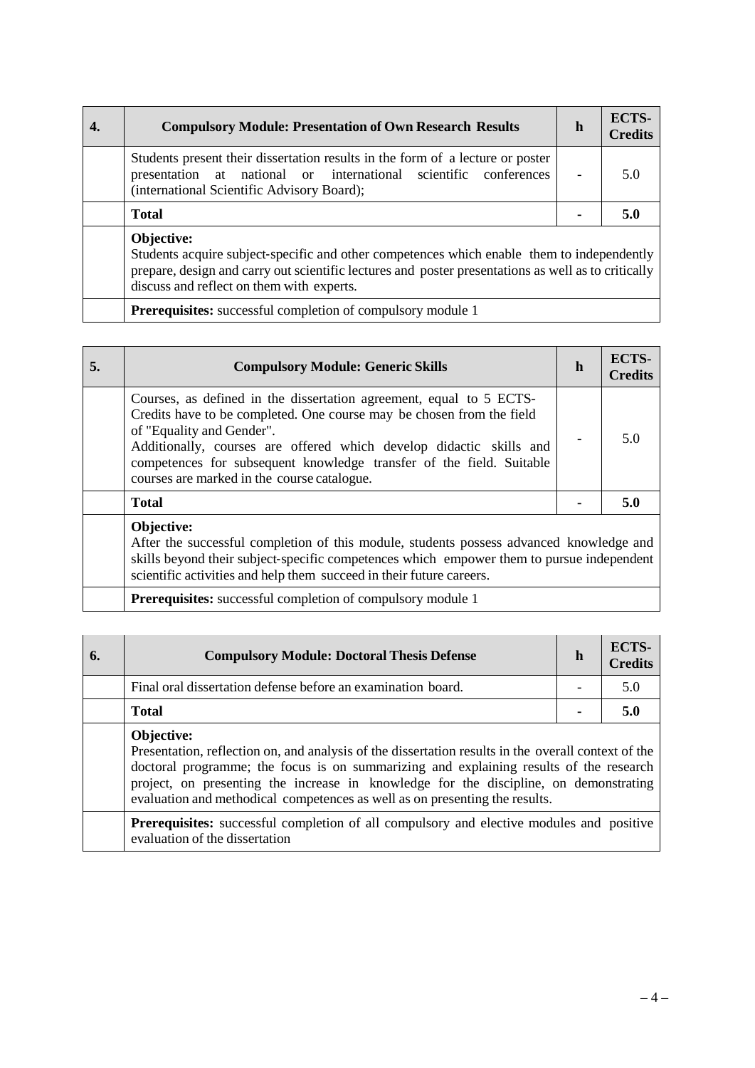| 4. | Compulsory Module: Presentation of Own Research Results | h | ECTS-Credits |
|---|---|---|---|
| | Students present their dissertation results in the form of a lecture or poster presentation at national or international scientific conferences (international Scientific Advisory Board); | - | 5.0 |
| | **Total** | **-** | **5.0** |
| | **Objective:** Students acquire subject-specific and other competences which enable them to independently prepare, design and carry out scientific lectures and poster presentations as well as to critically discuss and reflect on them with experts. | | |
| | **Prerequisites:** successful completion of compulsory module 1 | | |

| 5. | Compulsory Module: Generic Skills | h | ECTS-Credits |
|---|---|---|---|
| | Courses, as defined in the dissertation agreement, equal to 5 ECTS-Credits have to be completed. One course may be chosen from the field of "Equality and Gender". Additionally, courses are offered which develop didactic skills and competences for subsequent knowledge transfer of the field. Suitable courses are marked in the course catalogue. | - | 5.0 |
| | **Total** | **-** | **5.0** |
| | **Objective:** After the successful completion of this module, students possess advanced knowledge and skills beyond their subject-specific competences which empower them to pursue independent scientific activities and help them succeed in their future careers. | | |
| | **Prerequisites:** successful completion of compulsory module 1 | | |

| 6. | Compulsory Module: Doctoral Thesis Defense | h | ECTS-Credits |
|---|---|---|---|
| | Final oral dissertation defense before an examination board. | - | 5.0 |
| | **Total** | **-** | **5.0** |
| | **Objective:** Presentation, reflection on, and analysis of the dissertation results in the overall context of the doctoral programme; the focus is on summarizing and explaining results of the research project, on presenting the increase in knowledge for the discipline, on demonstrating evaluation and methodical competences as well as on presenting the results. | | |
| | **Prerequisites:** successful completion of all compulsory and elective modules and positive evaluation of the dissertation | | |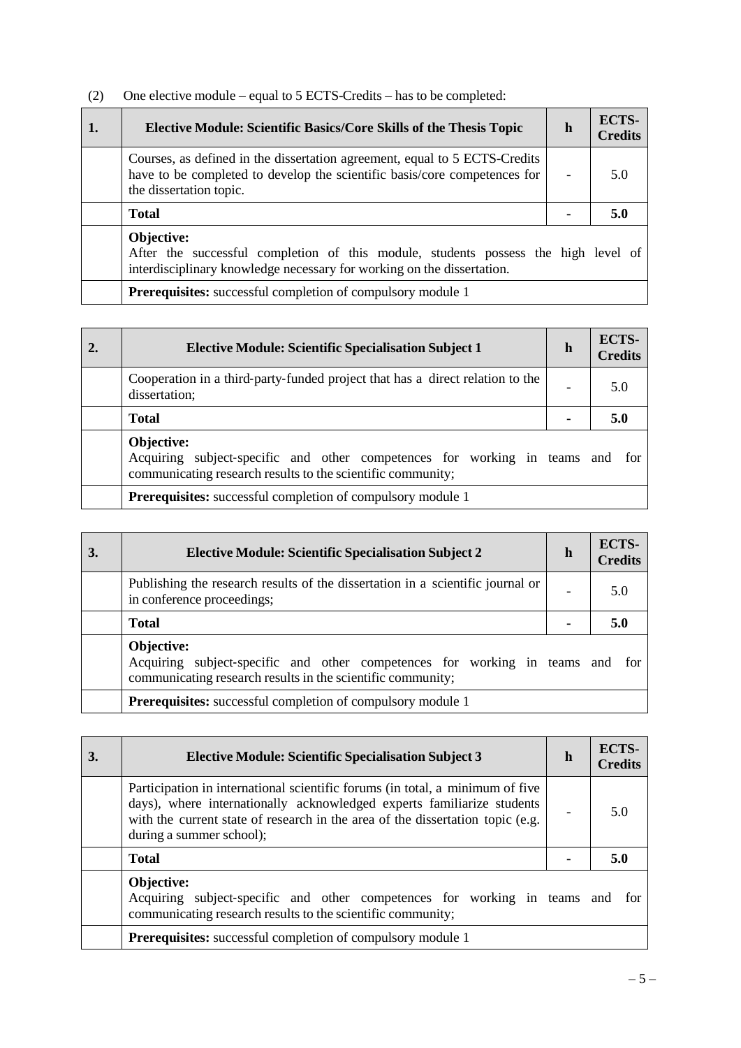(2) One elective module – equal to 5 ECTS-Credits – has to be completed:

| 1. | Elective Module: Scientific Basics/Core Skills of the Thesis Topic | h | ECTS-Credits |
|---|---|---|---|
| | Courses, as defined in the dissertation agreement, equal to 5 ECTS-Credits have to be completed to develop the scientific basis/core competences for the dissertation topic. | - | 5.0 |
| | **Total** | **-** | **5.0** |
| | **Objective:** After the successful completion of this module, students possess the high level of interdisciplinary knowledge necessary for working on the dissertation. | | |
| | **Prerequisites:** successful completion of compulsory module 1 | | |

| 2. | Elective Module: Scientific Specialisation Subject 1 | h | ECTS-Credits |
|---|---|---|---|
| | Cooperation in a third-party-funded project that has a direct relation to the dissertation; | - | 5.0 |
| | **Total** | **-** | **5.0** |
| | **Objective:** Acquiring subject-specific and other competences for working in teams and for communicating research results to the scientific community; | | |
| | **Prerequisites:** successful completion of compulsory module 1 | | |

| 3. | Elective Module: Scientific Specialisation Subject 2 | h | ECTS-Credits |
|---|---|---|---|
| | Publishing the research results of the dissertation in a scientific journal or in conference proceedings; | - | 5.0 |
| | **Total** | **-** | **5.0** |
| | **Objective:** Acquiring subject-specific and other competences for working in teams and for communicating research results in the scientific community; | | |
| | **Prerequisites:** successful completion of compulsory module 1 | | |

| 3. | Elective Module: Scientific Specialisation Subject 3 | h | ECTS-Credits |
|---|---|---|---|
| | Participation in international scientific forums (in total, a minimum of five days), where internationally acknowledged experts familiarize students with the current state of research in the area of the dissertation topic (e.g. during a summer school); | - | 5.0 |
| | **Total** | **-** | **5.0** |
| | **Objective:** Acquiring subject-specific and other competences for working in teams and for communicating research results to the scientific community; | | |
| | **Prerequisites:** successful completion of compulsory module 1 | | |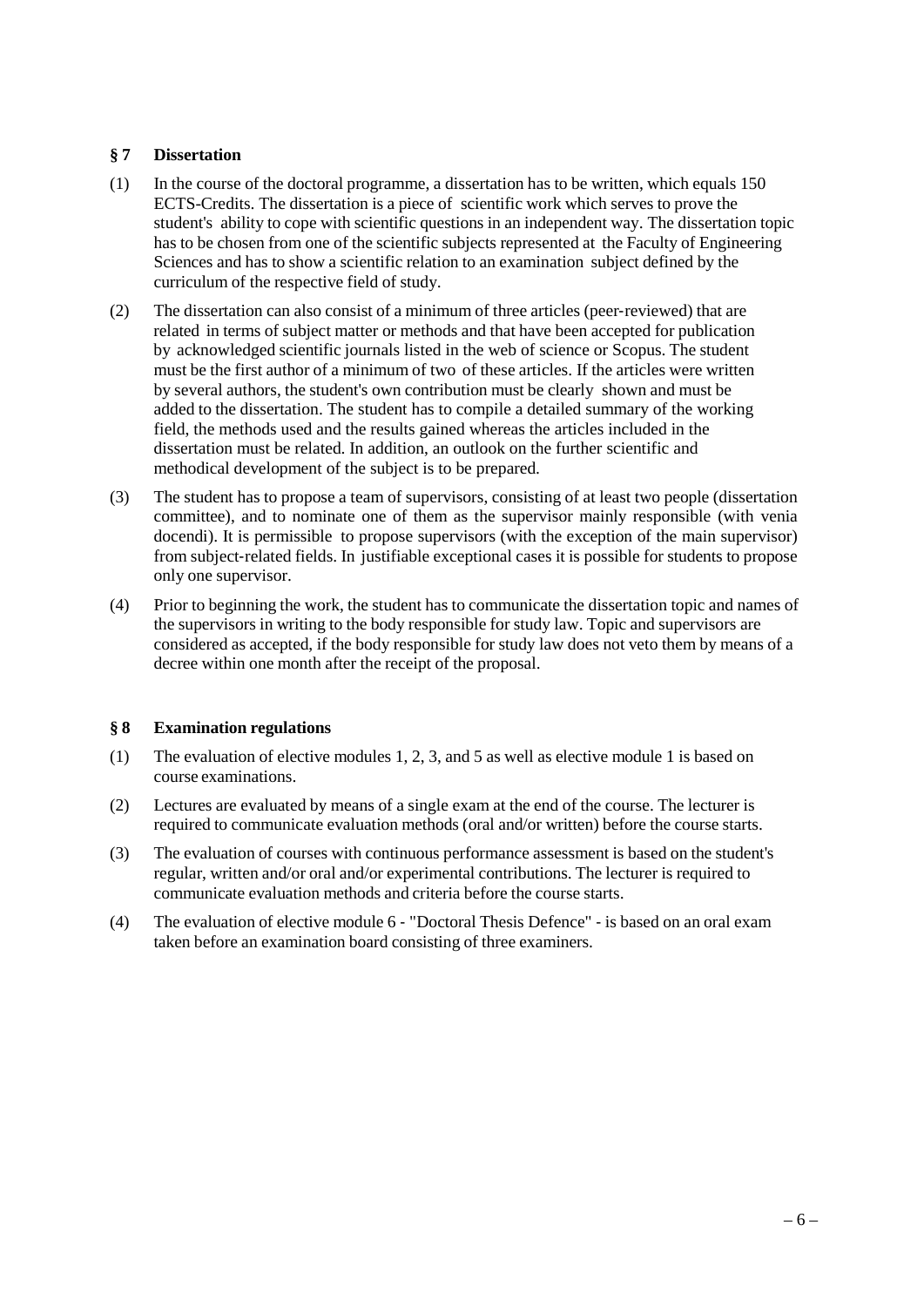## § 7 Dissertation

(1) In the course of the doctoral programme, a dissertation has to be written, which equals 150 ECTS-Credits. The dissertation is a piece of scientific work which serves to prove the student's ability to cope with scientific questions in an independent way. The dissertation topic has to be chosen from one of the scientific subjects represented at the Faculty of Engineering Sciences and has to show a scientific relation to an examination subject defined by the curriculum of the respective field of study.

(2) The dissertation can also consist of a minimum of three articles (peer-reviewed) that are related in terms of subject matter or methods and that have been accepted for publication by acknowledged scientific journals listed in the web of science or Scopus. The student must be the first author of a minimum of two of these articles. If the articles were written by several authors, the student's own contribution must be clearly shown and must be added to the dissertation. The student has to compile a detailed summary of the working field, the methods used and the results gained whereas the articles included in the dissertation must be related. In addition, an outlook on the further scientific and methodical development of the subject is to be prepared.

(3) The student has to propose a team of supervisors, consisting of at least two people (dissertation committee), and to nominate one of them as the supervisor mainly responsible (with venia docendi). It is permissible to propose supervisors (with the exception of the main supervisor) from subject-related fields. In justifiable exceptional cases it is possible for students to propose only one supervisor.

(4) Prior to beginning the work, the student has to communicate the dissertation topic and names of the supervisors in writing to the body responsible for study law. Topic and supervisors are considered as accepted, if the body responsible for study law does not veto them by means of a decree within one month after the receipt of the proposal.

## § 8 Examination regulations

(1) The evaluation of elective modules 1, 2, 3, and 5 as well as elective module 1 is based on course examinations.

(2) Lectures are evaluated by means of a single exam at the end of the course. The lecturer is required to communicate evaluation methods (oral and/or written) before the course starts.

(3) The evaluation of courses with continuous performance assessment is based on the student's regular, written and/or oral and/or experimental contributions. The lecturer is required to communicate evaluation methods and criteria before the course starts.

(4) The evaluation of elective module 6 - "Doctoral Thesis Defence" - is based on an oral exam taken before an examination board consisting of three examiners.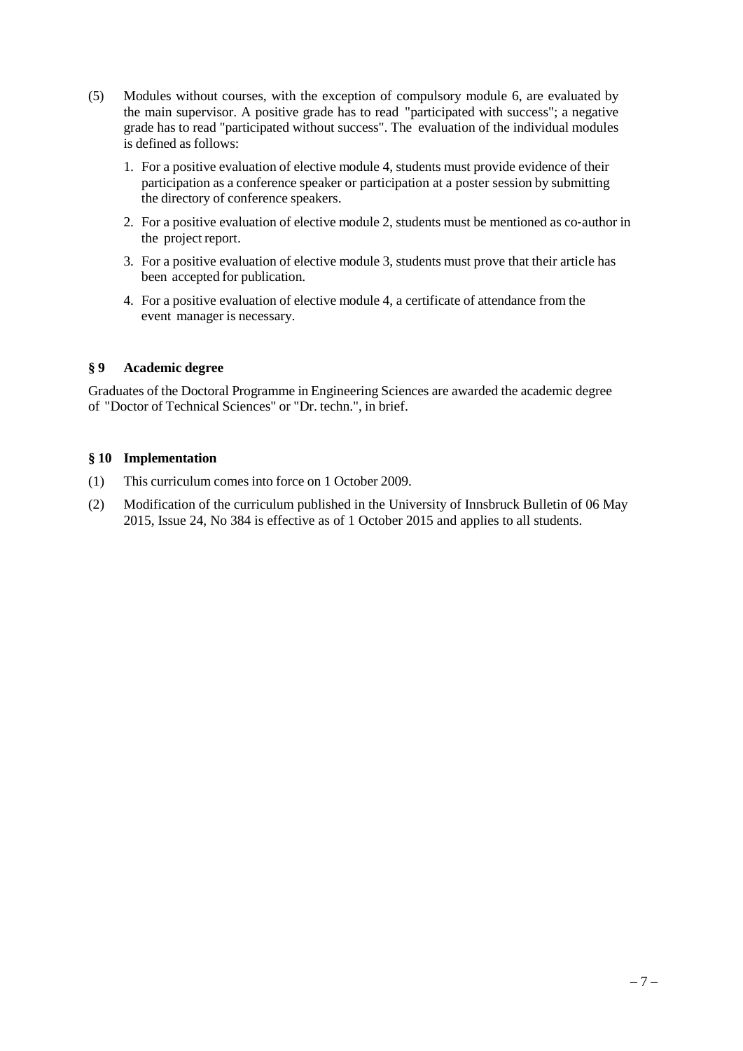(5) Modules without courses, with the exception of compulsory module 6, are evaluated by the main supervisor. A positive grade has to read "participated with success"; a negative grade has to read "participated without success". The evaluation of the individual modules is defined as follows:

   1. For a positive evaluation of elective module 4, students must provide evidence of their participation as a conference speaker or participation at a poster session by submitting the directory of conference speakers.
   2. For a positive evaluation of elective module 2, students must be mentioned as co-author in the project report.
   3. For a positive evaluation of elective module 3, students must prove that their article has been accepted for publication.
   4. For a positive evaluation of elective module 4, a certificate of attendance from the event manager is necessary.

### § 9 Academic degree

Graduates of the Doctoral Programme in Engineering Sciences are awarded the academic degree of "Doctor of Technical Sciences" or "Dr. techn.", in brief.

### § 10 Implementation

(1) This curriculum comes into force on 1 October 2009.

(2) Modification of the curriculum published in the University of Innsbruck Bulletin of 06 May 2015, Issue 24, No 384 is effective as of 1 October 2015 and applies to all students.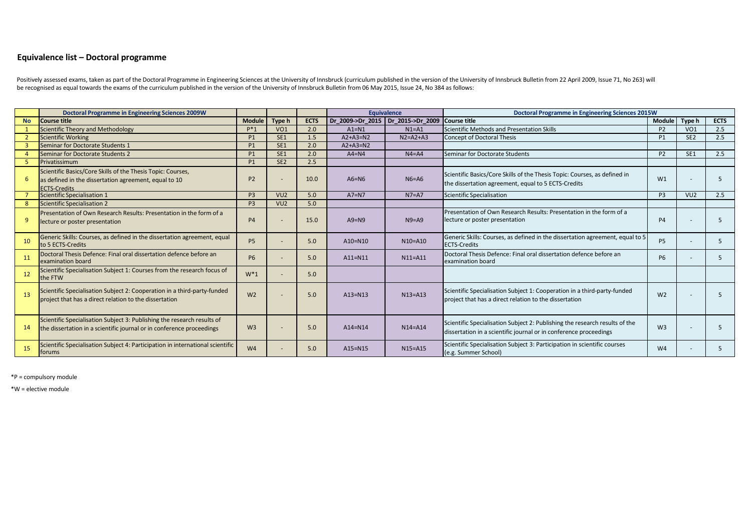## Equivalence list – Doctoral programme

Positively assessed exams, taken as part of the Doctoral Programme in Engineering Sciences at the University of Innsbruck (curriculum published in the version of the University of Innsbruck Bulletin from 22 April 2009, Issue 71, No 263) will be recognised as equal towards the exams of the curriculum published in the version of the University of Innsbruck Bulletin from 06 May 2015, Issue 24, No 384 as follows:

| | Doctoral Programme in Engineering Sciences 2009W | | | | Equivalence | | Doctoral Programme in Engineering Sciences 2015W | | | |
|---|---|---|---|---|---|---|---|---|---|---|
| No | Course title | Module | Type h | ECTS | Dr_2009->Dr_2015 | Dr_2015->Dr_2009 | Course title | Module | Type h | ECTS |
| 1 | Scientific Theory and Methodology | P*1 | VO1 | 2.0 | A1=N1 | N1=A1 | Scientific Methods and Presentation Skills | P2 | VO1 | 2.5 |
| 2 | Scientific Working | P1 | SE1 | 1.5 | A2+A3=N2 | N2=A2+A3 | Concept of Doctoral Thesis | P1 | SE2 | 2.5 |
| 3 | Seminar for Doctorate Students 1 | P1 | SE1 | 2.0 | A2+A3=N2 | | | | | |
| 4 | Seminar for Doctorate Students 2 | P1 | SE1 | 2.0 | A4=N4 | N4=A4 | Seminar for Doctorate Students | P2 | SE1 | 2.5 |
| 5 | Privatissimum | P1 | SE2 | 2.5 | | | | | | |
| 6 | Scientific Basics/Core Skills of the Thesis Topic: Courses, as defined in the dissertation agreement, equal to 10 ECTS-Credits | P2 | - | 10.0 | A6=N6 | N6=A6 | Scientific Basics/Core Skills of the Thesis Topic: Courses, as defined in the dissertation agreement, equal to 5 ECTS-Credits | W1 | - | 5 |
| 7 | Scientific Specialisation 1 | P3 | VU2 | 5.0 | A7=N7 | N7=A7 | Scientific Specialisation | P3 | VU2 | 2.5 |
| 8 | Scientific Specialisation 2 | P3 | VU2 | 5.0 | | | | | | |
| 9 | Presentation of Own Research Results: Presentation in the form of a lecture or poster presentation | P4 | - | 15.0 | A9=N9 | N9=A9 | Presentation of Own Research Results: Presentation in the form of a lecture or poster presentation | P4 | - | 5 |
| 10 | Generic Skills: Courses, as defined in the dissertation agreement, equal to 5 ECTS-Credits | P5 | - | 5.0 | A10=N10 | N10=A10 | Generic Skills: Courses, as defined in the dissertation agreement, equal to 5 ECTS-Credits | P5 | - | 5 |
| 11 | Doctoral Thesis Defence: Final oral dissertation defence before an examination board | P6 | - | 5.0 | A11=N11 | N11=A11 | Doctoral Thesis Defence: Final oral dissertation defence before an examination board | P6 | - | 5 |
| 12 | Scientific Specialisation Subject 1: Courses from the research focus of the FTW | W*1 | - | 5.0 | | | | | | |
| 13 | Scientific Specialisation Subject 2: Cooperation in a third-party-funded project that has a direct relation to the dissertation | W2 | - | 5.0 | A13=N13 | N13=A13 | Scientific Specialisation Subject 1: Cooperation in a third-party-funded project that has a direct relation to the dissertation | W2 | - | 5 |
| 14 | Scientific Specialisation Subject 3: Publishing the research results of the dissertation in a scientific journal or in conference proceedings | W3 | - | 5.0 | A14=N14 | N14=A14 | Scientific Specialisation Subject 2: Publishing the research results of the dissertation in a scientific journal or in conference proceedings | W3 | - | 5 |
| 15 | Scientific Specialisation Subject 4: Participation in international scientific forums | W4 | - | 5.0 | A15=N15 | N15=A15 | Scientific Specialisation Subject 3: Participation in scientific courses (e.g. Summer School) | W4 | - | 5 |

*P = compulsory module

*W = elective module